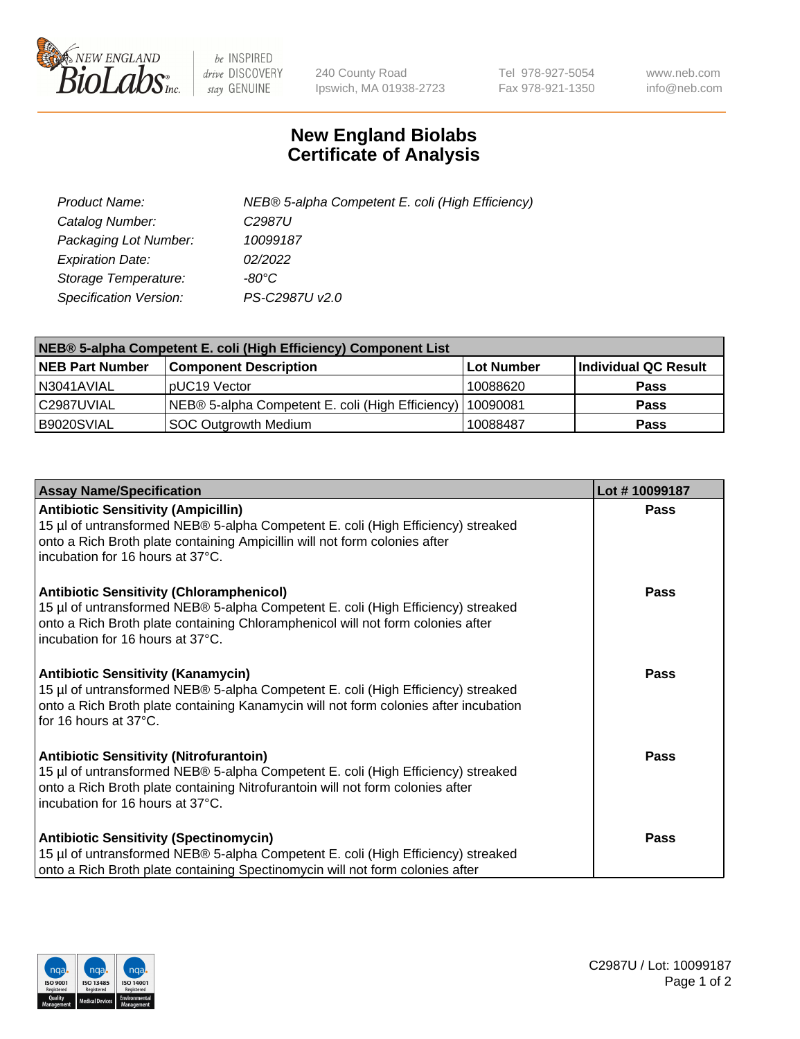240 County Road
Ipswich, MA 01938-2723

Tel 978-927-5054
Fax 978-921-1350

www.neb.com
info@neb.com

# New England Biolabs
# Certificate of Analysis

| | |
|---|---|
| *Product Name:* | *NEB® 5-alpha Competent E. coli (High Efficiency)* |
| *Catalog Number:* | *C2987U* |
| *Packaging Lot Number:* | *10099187* |
| *Expiration Date:* | *02/2022* |
| *Storage Temperature:* | *-80°C* |
| *Specification Version:* | *PS-C2987U v2.0* |

| **NEB® 5-alpha Competent E. coli (High Efficiency) Component List** | | | |
|---|---|---|---|
| **NEB Part Number** | **Component Description** | **Lot Number** | **Individual QC Result** |
| N3041AVIAL | pUC19 Vector | 10088620 | **Pass** |
| C2987UVIAL | NEB® 5-alpha Competent E. coli (High Efficiency) | 10090081 | **Pass** |
| B9020SVIAL | SOC Outgrowth Medium | 10088487 | **Pass** |

| **Assay Name/Specification** | **Lot # 10099187** |
|---|---|
| **Antibiotic Sensitivity (Ampicillin)**<br>15 µl of untransformed NEB® 5-alpha Competent E. coli (High Efficiency) streaked onto a Rich Broth plate containing Ampicillin will not form colonies after incubation for 16 hours at 37°C. | **Pass** |
| **Antibiotic Sensitivity (Chloramphenicol)**<br>15 µl of untransformed NEB® 5-alpha Competent E. coli (High Efficiency) streaked onto a Rich Broth plate containing Chloramphenicol will not form colonies after incubation for 16 hours at 37°C. | **Pass** |
| **Antibiotic Sensitivity (Kanamycin)**<br>15 µl of untransformed NEB® 5-alpha Competent E. coli (High Efficiency) streaked onto a Rich Broth plate containing Kanamycin will not form colonies after incubation for 16 hours at 37°C. | **Pass** |
| **Antibiotic Sensitivity (Nitrofurantoin)**<br>15 µl of untransformed NEB® 5-alpha Competent E. coli (High Efficiency) streaked onto a Rich Broth plate containing Nitrofurantoin will not form colonies after incubation for 16 hours at 37°C. | **Pass** |
| **Antibiotic Sensitivity (Spectinomycin)**<br>15 µl of untransformed NEB® 5-alpha Competent E. coli (High Efficiency) streaked onto a Rich Broth plate containing Spectinomycin will not form colonies after | **Pass** |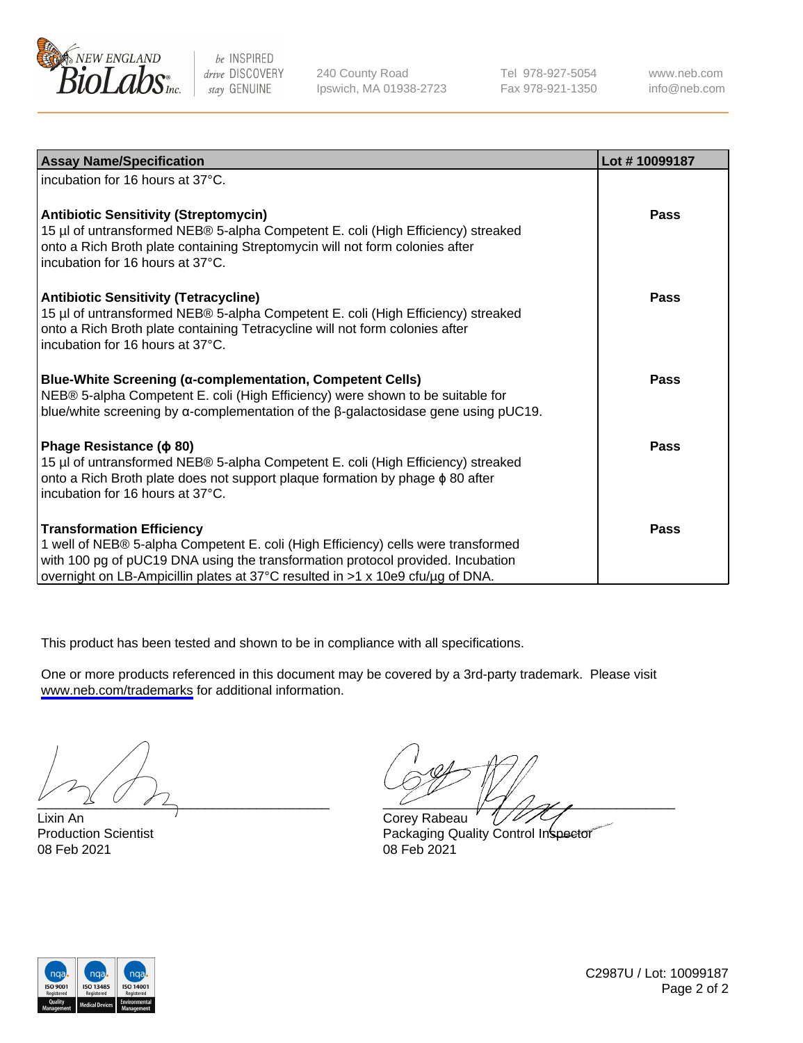| Assay Name/Specification | Lot # 10099187 |
| --- | --- |
| incubation for 16 hours at 37°C. | |
| **Antibiotic Sensitivity (Streptomycin)**<br>15 µl of untransformed NEB® 5-alpha Competent E. coli (High Efficiency) streaked onto a Rich Broth plate containing Streptomycin will not form colonies after incubation for 16 hours at 37°C. | Pass |
| **Antibiotic Sensitivity (Tetracycline)**<br>15 µl of untransformed NEB® 5-alpha Competent E. coli (High Efficiency) streaked onto a Rich Broth plate containing Tetracycline will not form colonies after incubation for 16 hours at 37°C. | Pass |
| **Blue-White Screening (α-complementation, Competent Cells)**<br>NEB® 5-alpha Competent E. coli (High Efficiency) were shown to be suitable for blue/white screening by α-complementation of the β-galactosidase gene using pUC19. | Pass |
| **Phage Resistance (ϕ 80)**<br>15 µl of untransformed NEB® 5-alpha Competent E. coli (High Efficiency) streaked onto a Rich Broth plate does not support plaque formation by phage ϕ 80 after incubation for 16 hours at 37°C. | Pass |
| **Transformation Efficiency**<br>1 well of NEB® 5-alpha Competent E. coli (High Efficiency) cells were transformed with 100 pg of pUC19 DNA using the transformation protocol provided. Incubation overnight on LB-Ampicillin plates at 37°C resulted in >1 x 10e9 cfu/µg of DNA. | Pass |

This product has been tested and shown to be in compliance with all specifications.

One or more products referenced in this document may be covered by a 3rd-party trademark. Please visit www.neb.com/trademarks for additional information.

Lixin An
Production Scientist
08 Feb 2021

Corey Rabeau
Packaging Quality Control Inspector
08 Feb 2021

C2987U / Lot: 10099187